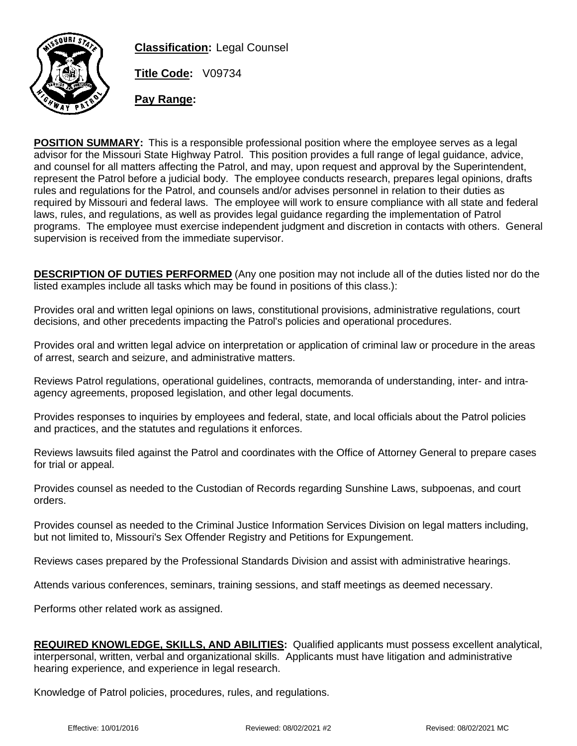**Classification:** Legal Counsel

**Title Code:** V09734

**Pay Range:**

**POSITION SUMMARY:** This is a responsible professional position where the employee serves as a legal advisor for the Missouri State Highway Patrol. This position provides a full range of legal guidance, advice, and counsel for all matters affecting the Patrol, and may, upon request and approval by the Superintendent, represent the Patrol before a judicial body. The employee conducts research, prepares legal opinions, drafts rules and regulations for the Patrol, and counsels and/or advises personnel in relation to their duties as required by Missouri and federal laws. The employee will work to ensure compliance with all state and federal laws, rules, and regulations, as well as provides legal guidance regarding the implementation of Patrol programs. The employee must exercise independent judgment and discretion in contacts with others. General supervision is received from the immediate supervisor.

**DESCRIPTION OF DUTIES PERFORMED** (Any one position may not include all of the duties listed nor do the listed examples include all tasks which may be found in positions of this class.):

Provides oral and written legal opinions on laws, constitutional provisions, administrative regulations, court decisions, and other precedents impacting the Patrol's policies and operational procedures.

Provides oral and written legal advice on interpretation or application of criminal law or procedure in the areas of arrest, search and seizure, and administrative matters.

Reviews Patrol regulations, operational guidelines, contracts, memoranda of understanding, inter- and intra-agency agreements, proposed legislation, and other legal documents.

Provides responses to inquiries by employees and federal, state, and local officials about the Patrol policies and practices, and the statutes and regulations it enforces.

Reviews lawsuits filed against the Patrol and coordinates with the Office of Attorney General to prepare cases for trial or appeal.

Provides counsel as needed to the Custodian of Records regarding Sunshine Laws, subpoenas, and court orders.

Provides counsel as needed to the Criminal Justice Information Services Division on legal matters including, but not limited to, Missouri's Sex Offender Registry and Petitions for Expungement.

Reviews cases prepared by the Professional Standards Division and assist with administrative hearings.

Attends various conferences, seminars, training sessions, and staff meetings as deemed necessary.

Performs other related work as assigned.

**REQUIRED KNOWLEDGE, SKILLS, AND ABILITIES:** Qualified applicants must possess excellent analytical, interpersonal, written, verbal and organizational skills. Applicants must have litigation and administrative hearing experience, and experience in legal research.

Knowledge of Patrol policies, procedures, rules, and regulations.

Effective: 10/01/2016 Reviewed: 08/02/2021 #2 Revised: 08/02/2021 MC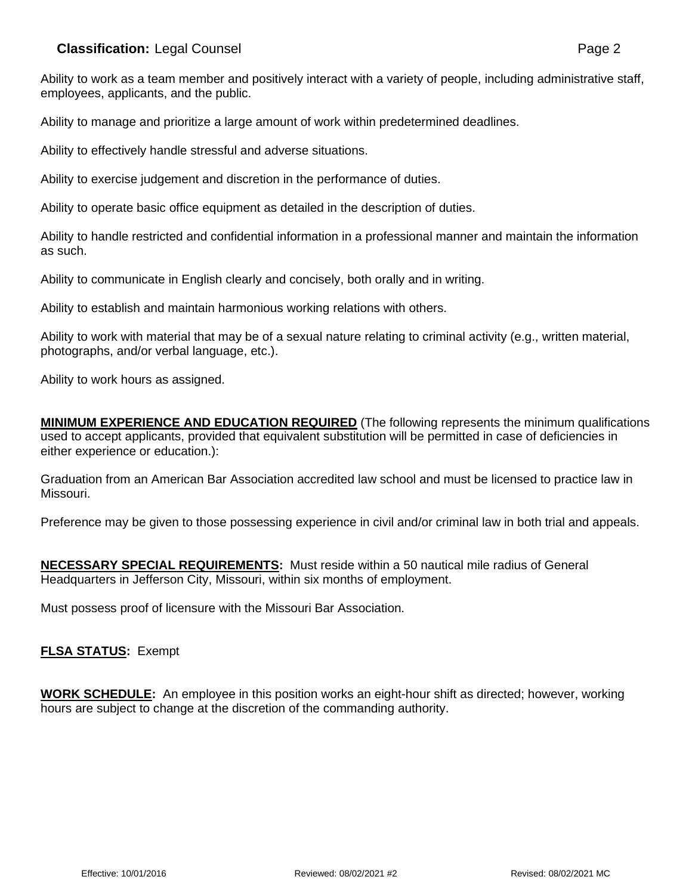Ability to work as a team member and positively interact with a variety of people, including administrative staff, employees, applicants, and the public.

Ability to manage and prioritize a large amount of work within predetermined deadlines.

Ability to effectively handle stressful and adverse situations.

Ability to exercise judgement and discretion in the performance of duties.

Ability to operate basic office equipment as detailed in the description of duties.

Ability to handle restricted and confidential information in a professional manner and maintain the information as such.

Ability to communicate in English clearly and concisely, both orally and in writing.

Ability to establish and maintain harmonious working relations with others.

Ability to work with material that may be of a sexual nature relating to criminal activity (e.g., written material, photographs, and/or verbal language, etc.).

Ability to work hours as assigned.

**MINIMUM EXPERIENCE AND EDUCATION REQUIRED** (The following represents the minimum qualifications used to accept applicants, provided that equivalent substitution will be permitted in case of deficiencies in either experience or education.):

Graduation from an American Bar Association accredited law school and must be licensed to practice law in Missouri.

Preference may be given to those possessing experience in civil and/or criminal law in both trial and appeals.

**NECESSARY SPECIAL REQUIREMENTS:** Must reside within a 50 nautical mile radius of General Headquarters in Jefferson City, Missouri, within six months of employment.

Must possess proof of licensure with the Missouri Bar Association.

**FLSA STATUS:** Exempt

**WORK SCHEDULE:** An employee in this position works an eight-hour shift as directed; however, working hours are subject to change at the discretion of the commanding authority.